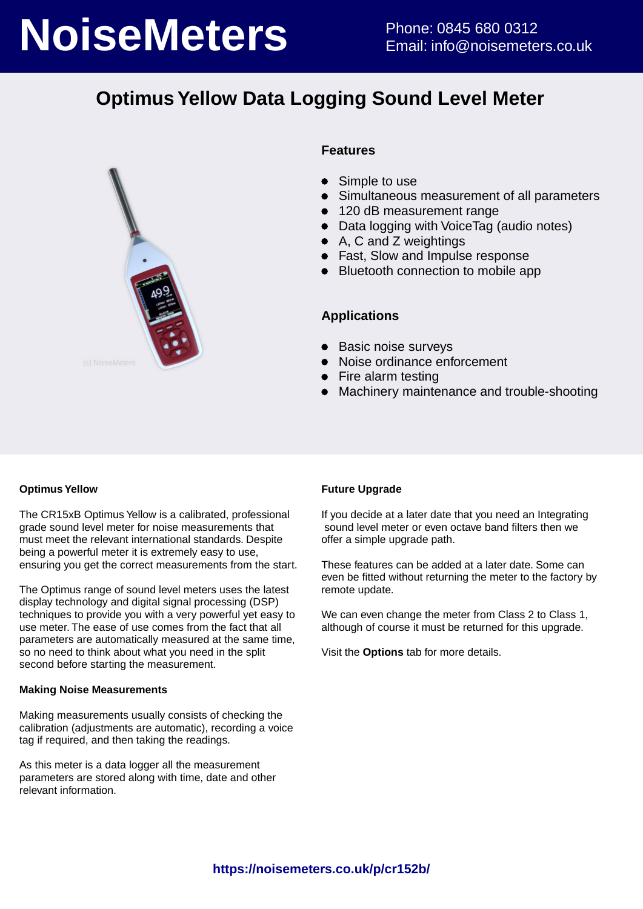# NoiseMeters

Phone: 0845 680 0312
Email: info@noisemeters.co.uk

## Optimus Yellow Data Logging Sound Level Meter

### Features

- Simple to use
- Simultaneous measurement of all parameters
- 120 dB measurement range
- Data logging with VoiceTag (audio notes)
- A, C and Z weightings
- Fast, Slow and Impulse response
- Bluetooth connection to mobile app

### Applications

- Basic noise surveys
- Noise ordinance enforcement
- Fire alarm testing
- Machinery maintenance and trouble-shooting

**Optimus Yellow**

The CR15xB Optimus Yellow is a calibrated, professional grade sound level meter for noise measurements that must meet the relevant international standards. Despite being a powerful meter it is extremely easy to use, ensuring you get the correct measurements from the start.

The Optimus range of sound level meters uses the latest display technology and digital signal processing (DSP) techniques to provide you with a very powerful yet easy to use meter. The ease of use comes from the fact that all parameters are automatically measured at the same time, so no need to think about what you need in the split second before starting the measurement.

**Making Noise Measurements**

Making measurements usually consists of checking the calibration (adjustments are automatic), recording a voice tag if required, and then taking the readings.

As this meter is a data logger all the measurement parameters are stored along with time, date and other relevant information.

**Future Upgrade**

If you decide at a later date that you need an Integrating sound level meter or even octave band filters then we offer a simple upgrade path.

These features can be added at a later date. Some can even be fitted without returning the meter to the factory by remote update.

We can even change the meter from Class 2 to Class 1, although of course it must be returned for this upgrade.

Visit the **Options** tab for more details.

**https://noisemeters.co.uk/p/cr152b/**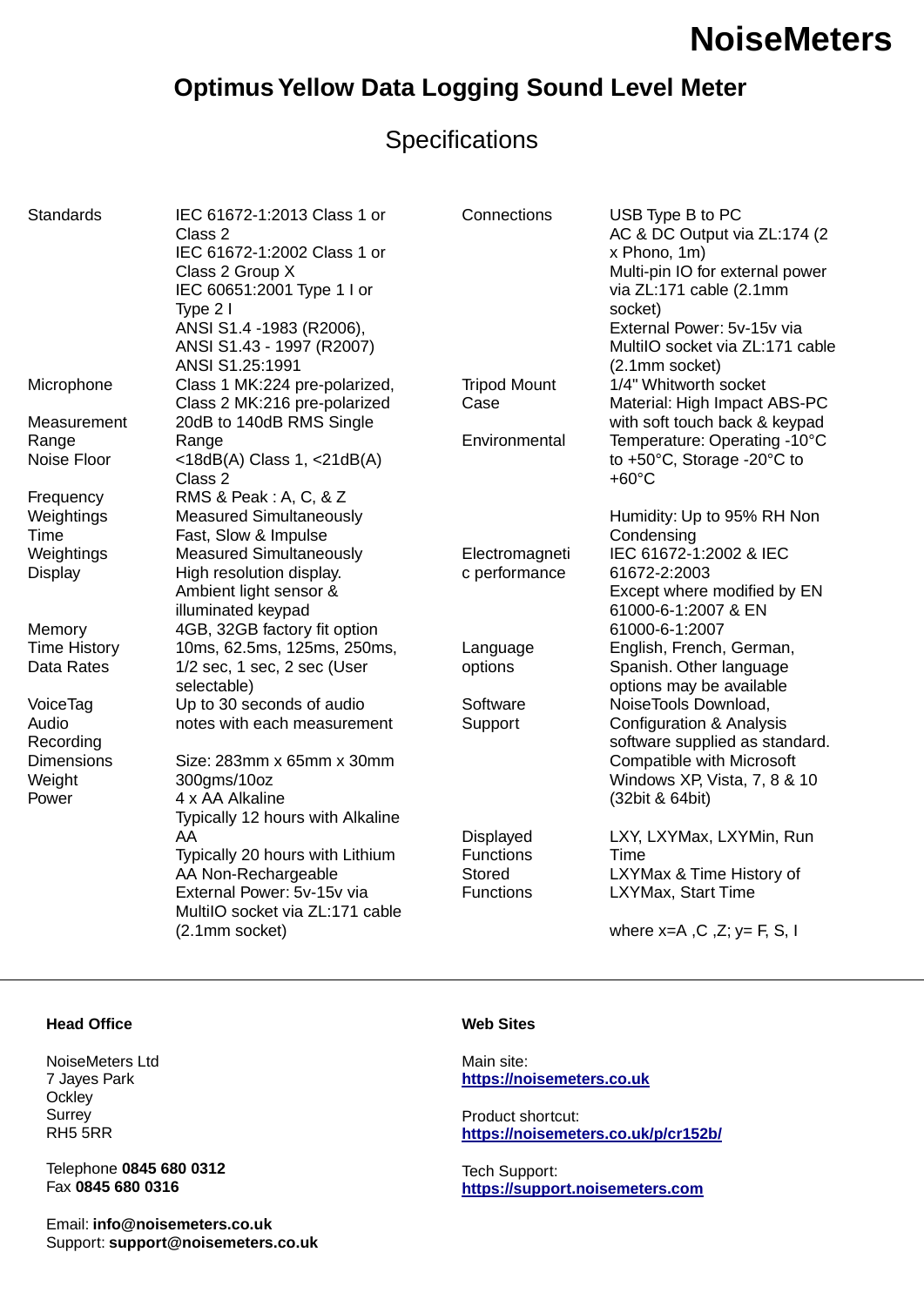# NoiseMeters

## Optimus Yellow Data Logging Sound Level Meter

### Specifications

| | |
|---|---|
| Standards | IEC 61672-1:2013 Class 1 or Class 2<br>IEC 61672-1:2002 Class 1 or Class 2 Group X<br>IEC 60651:2001 Type 1 I or Type 2 I<br>ANSI S1.4 -1983 (R2006),<br>ANSI S1.43 - 1997 (R2007)<br>ANSI S1.25:1991 |
| Microphone | Class 1 MK:224 pre-polarized,<br>Class 2 MK:216 pre-polarized |
| Measurement Range | 20dB to 140dB RMS Single Range |
| Noise Floor | <18dB(A) Class 1, <21dB(A) Class 2 |
| Frequency Weightings | RMS & Peak : A, C, & Z Measured Simultaneously |
| Time Weightings | Fast, Slow & Impulse Measured Simultaneously |
| Display | High resolution display.<br>Ambient light sensor & illuminated keypad |
| Memory | 4GB, 32GB factory fit option |
| Time History Data Rates | 10ms, 62.5ms, 125ms, 250ms, 1/2 sec, 1 sec, 2 sec (User selectable) |
| VoiceTag Audio Recording | Up to 30 seconds of audio notes with each measurement |
| Dimensions | Size: 283mm x 65mm x 30mm |
| Weight | 300gms/10oz |
| Power | 4 x AA Alkaline<br>Typically 12 hours with Alkaline AA<br>Typically 20 hours with Lithium AA Non-Rechargeable<br>External Power: 5v-15v via MultiIO socket via ZL:171 cable (2.1mm socket) |
| Connections | USB Type B to PC<br>AC & DC Output via ZL:174 (2 x Phono, 1m)<br>Multi-pin IO for external power via ZL:171 cable (2.1mm socket)<br>External Power: 5v-15v via MultiIO socket via ZL:171 cable (2.1mm socket) |
| Tripod Mount | 1/4" Whitworth socket |
| Case | Material: High Impact ABS-PC with soft touch back & keypad |
| Environmental | Temperature: Operating -10°C to +50°C, Storage -20°C to +60°C<br><br>Humidity: Up to 95% RH Non Condensing |
| Electromagnetic performance | IEC 61672-1:2002 & IEC 61672-2:2003<br>Except where modified by EN 61000-6-1:2007 & EN 61000-6-1:2007 |
| Language options | English, French, German, Spanish. Other language options may be available |
| Software Support | NoiseTools Download, Configuration & Analysis software supplied as standard. Compatible with Microsoft Windows XP, Vista, 7, 8 & 10 (32bit & 64bit) |
| Displayed Functions | LXY, LXYMax, LXYMin, Run Time |
| Stored Functions | LXYMax & Time History of LXYMax, Start Time<br><br>where x=A ,C ,Z; y= F, S, I |

---

**Head Office**

NoiseMeters Ltd
7 Jayes Park
Ockley
Surrey
RH5 5RR

Telephone **0845 680 0312**
Fax **0845 680 0316**

Email: **info@noisemeters.co.uk**
Support: **support@noisemeters.co.uk**

**Web Sites**

Main site:
**https://noisemeters.co.uk**

Product shortcut:
**https://noisemeters.co.uk/p/cr152b/**

Tech Support:
**https://support.noisemeters.com**